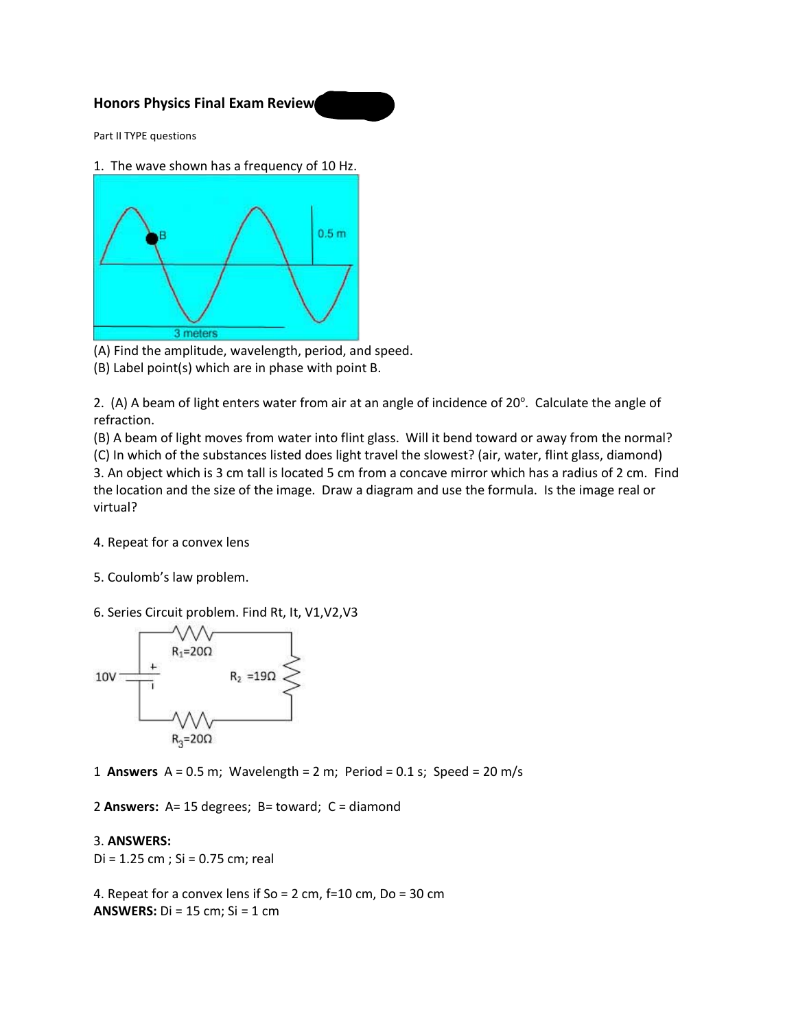## Honors Physics Final Exam Review

Part II TYPE questions

1. The wave shown has a frequency of 10 Hz.

(A) Find the amplitude, wavelength, period, and speed.
(B) Label point(s) which are in phase with point B.

2. (A) A beam of light enters water from air at an angle of incidence of 20°. Calculate the angle of refraction.
(B) A beam of light moves from water into flint glass. Will it bend toward or away from the normal?
(C) In which of the substances listed does light travel the slowest? (air, water, flint glass, diamond)

3. An object which is 3 cm tall is located 5 cm from a concave mirror which has a radius of 2 cm. Find the location and the size of the image. Draw a diagram and use the formula. Is the image real or virtual?

4. Repeat for a convex lens

5. Coulomb's law problem.

6. Series Circuit problem. Find Rt, It, V1,V2,V3

1 **Answers** A = 0.5 m; Wavelength = 2 m; Period = 0.1 s; Speed = 20 m/s

2 **Answers:** A= 15 degrees; B= toward; C = diamond

3. **ANSWERS:**
Di = 1.25 cm ; Si = 0.75 cm; real

4. Repeat for a convex lens if So = 2 cm, f=10 cm, Do = 30 cm
**ANSWERS:** Di = 15 cm; Si = 1 cm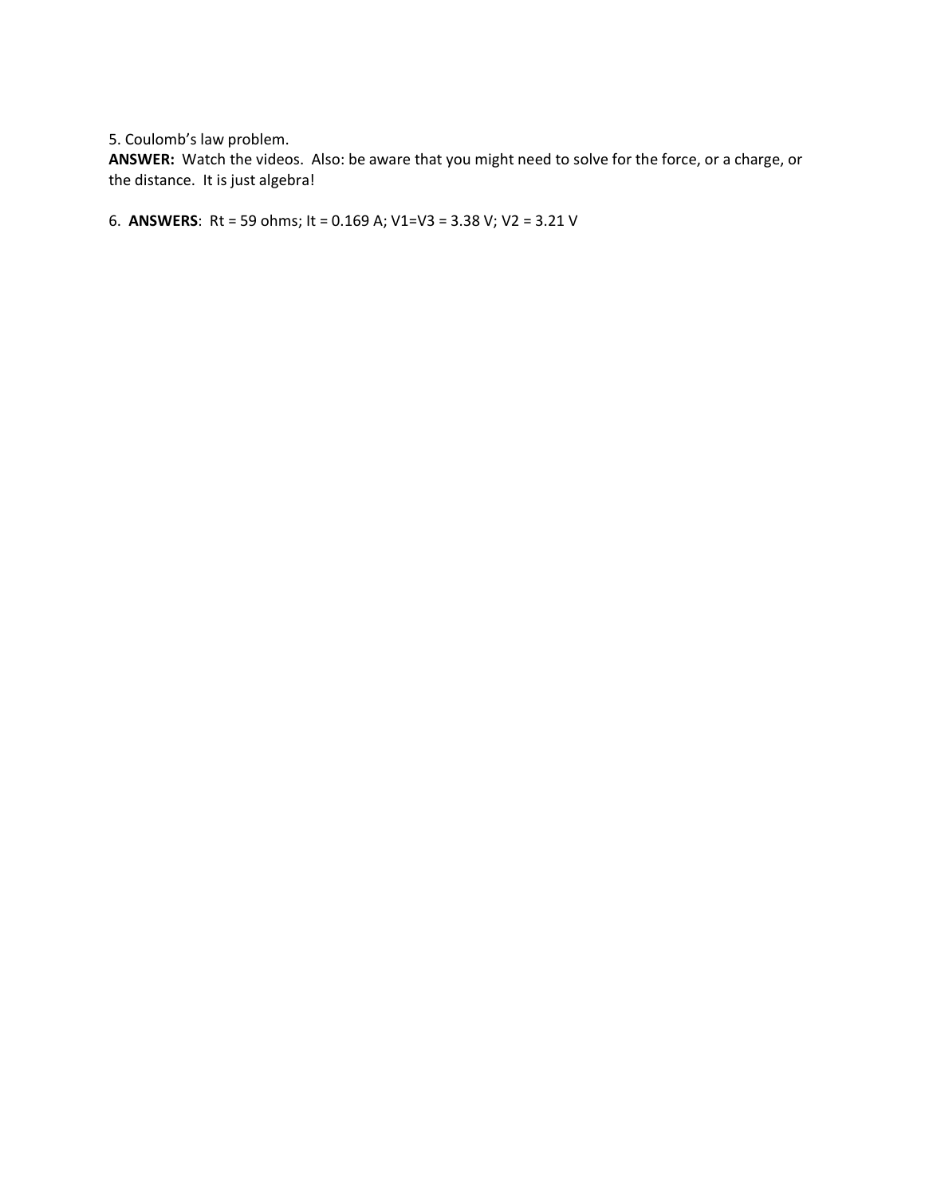5. Coulomb's law problem.

**ANSWER:** Watch the videos. Also: be aware that you might need to solve for the force, or a charge, or the distance. It is just algebra!

6. **ANSWERS**: $R_t = 59$ ohms; $I_t = 0.169$ A; $V_1 = V_3 = 3.38$ V; $V_2 = 3.21$ V